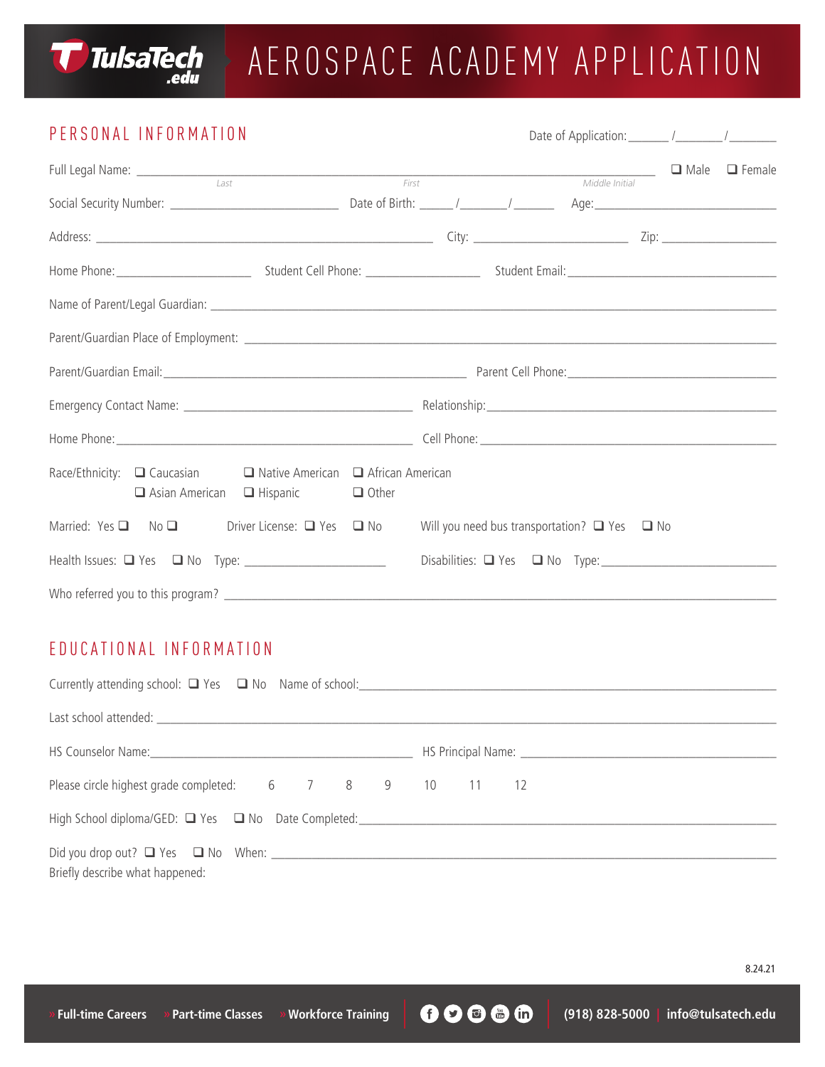TulsaTech .edu

# AEROSPACE ACADEMY APPLICATION

## PERSONAL INFORMATION

Date of Application: ______ /_______ /_______

Full Legal Name: ____________________________________________________________ ❑ Male ❑ Female
Last First Middle Initial

Social Security Number: ______________________ Date of Birth: _____ /_______ /_______ Age: ______________________________

Address: ______________________________________________ City: ______________________ Zip: ________________

Home Phone: ____________________ Student Cell Phone: __________________ Student Email: __________________________________

Name of Parent/Legal Guardian: __________________________________________________________________________________

Parent/Guardian Place of Employment: ____________________________________________________________________________

Parent/Guardian Email: ______________________________________________ Parent Cell Phone: ______________________________

Emergency Contact Name: ______________________________ Relationship: ______________________________________________

Home Phone: ______________________________________________ Cell Phone: ________________________________________________

Race/Ethnicity: ❑ Caucasian ❑ Native American ❑ African American
❑ Asian American ❑ Hispanic ❑ Other

Married: Yes ❑ No ❑ Driver License: ❑ Yes ❑ No Will you need bus transportation? ❑ Yes ❑ No

Health Issues: ❑ Yes ❑ No Type: ______________________ Disabilities: ❑ Yes ❑ No Type: ____________________________

Who referred you to this program? ___________________________________________________________________________________

## EDUCATIONAL INFORMATION

Currently attending school: ❑ Yes ❑ No Name of school: ________________________________________________________________

Last school attended: _________________________________________________________________________________________________

HS Counselor Name: ______________________________________ HS Principal Name: ___________________________________________

Please circle highest grade completed: 6 7 8 9 10 11 12

High School diploma/GED: ❑ Yes ❑ No Date Completed: ______________________________________________________________

Did you drop out? ❑ Yes ❑ No When: ____________________________________________________________________________
Briefly describe what happened:

8.24.21

» Full-time Careers » Part-time Classes » Workforce Training (918) 828-5000 | info@tulsatech.edu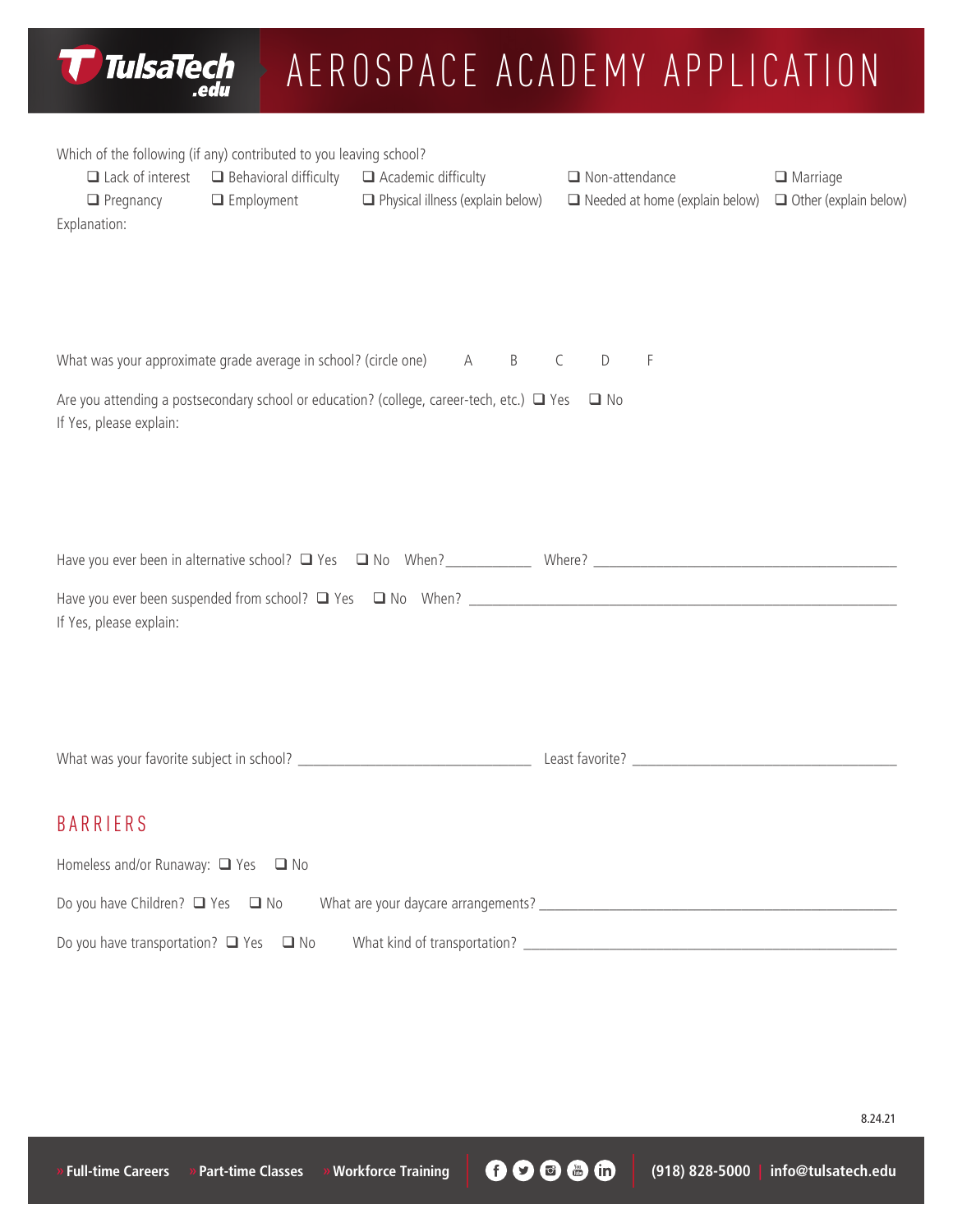Which of the following (if any) contributed to you leaving school?

❑ Lack of interest ❑ Behavioral difficulty ❑ Academic difficulty ❑ Non-attendance ❑ Marriage
❑ Pregnancy ❑ Employment ❑ Physical illness (explain below) ❑ Needed at home (explain below) ❑ Other (explain below)

Explanation:

What was your approximate grade average in school? (circle one) A B C D F

Are you attending a postsecondary school or education? (college, career-tech, etc.) ❑ Yes ❑ No
If Yes, please explain:

Have you ever been in alternative school? ❑ Yes ❑ No When?___________ Where? ___________________________________________

Have you ever been suspended from school? ❑ Yes ❑ No When? _____________________________________________________________
If Yes, please explain:

What was your favorite subject in school? ________________________________ Least favorite? ____________________________________

## BARRIERS

Homeless and/or Runaway: ❑ Yes ❑ No

Do you have Children? ❑ Yes ❑ No What are your daycare arrangements? __________________________________________________

Do you have transportation? ❑ Yes ❑ No What kind of transportation? ____________________________________________________

8.24.21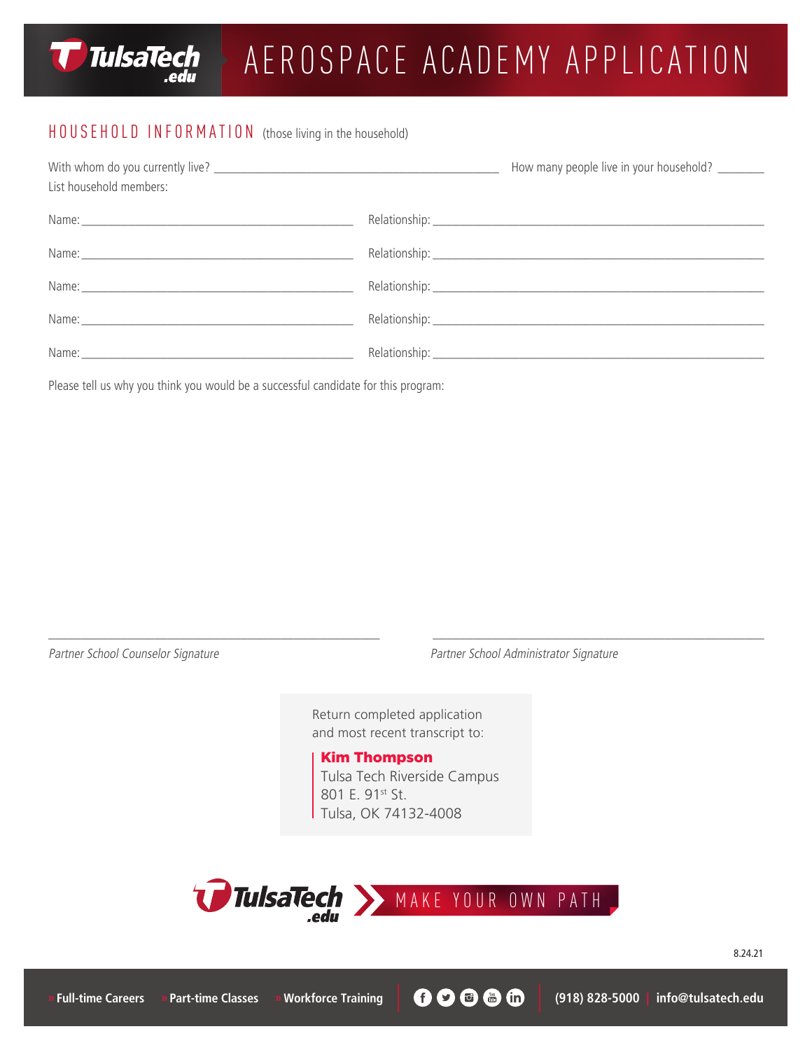# AEROSPACE ACADEMY APPLICATION

## HOUSEHOLD INFORMATION (those living in the household)

With whom do you currently live? ____________________________________________ How many people live in your household? ________

List household members:

Name: ____________________________________________ Relationship: ____________________________________________

Name: ____________________________________________ Relationship: ____________________________________________

Name: ____________________________________________ Relationship: ____________________________________________

Name: ____________________________________________ Relationship: ____________________________________________

Name: ____________________________________________ Relationship: ____________________________________________

Please tell us why you think you would be a successful candidate for this program:

_____________________________________________

*Partner School Counselor Signature*

_____________________________________________

*Partner School Administrator Signature*

Return completed application and most recent transcript to:

**Kim Thompson**
Tulsa Tech Riverside Campus
801 E. 91st St.
Tulsa, OK 74132-4008

TulsaTech.edu MAKE YOUR OWN PATH

8.24.21

» Full-time Careers » Part-time Classes » Workforce Training | (918) 828-5000 | info@tulsatech.edu